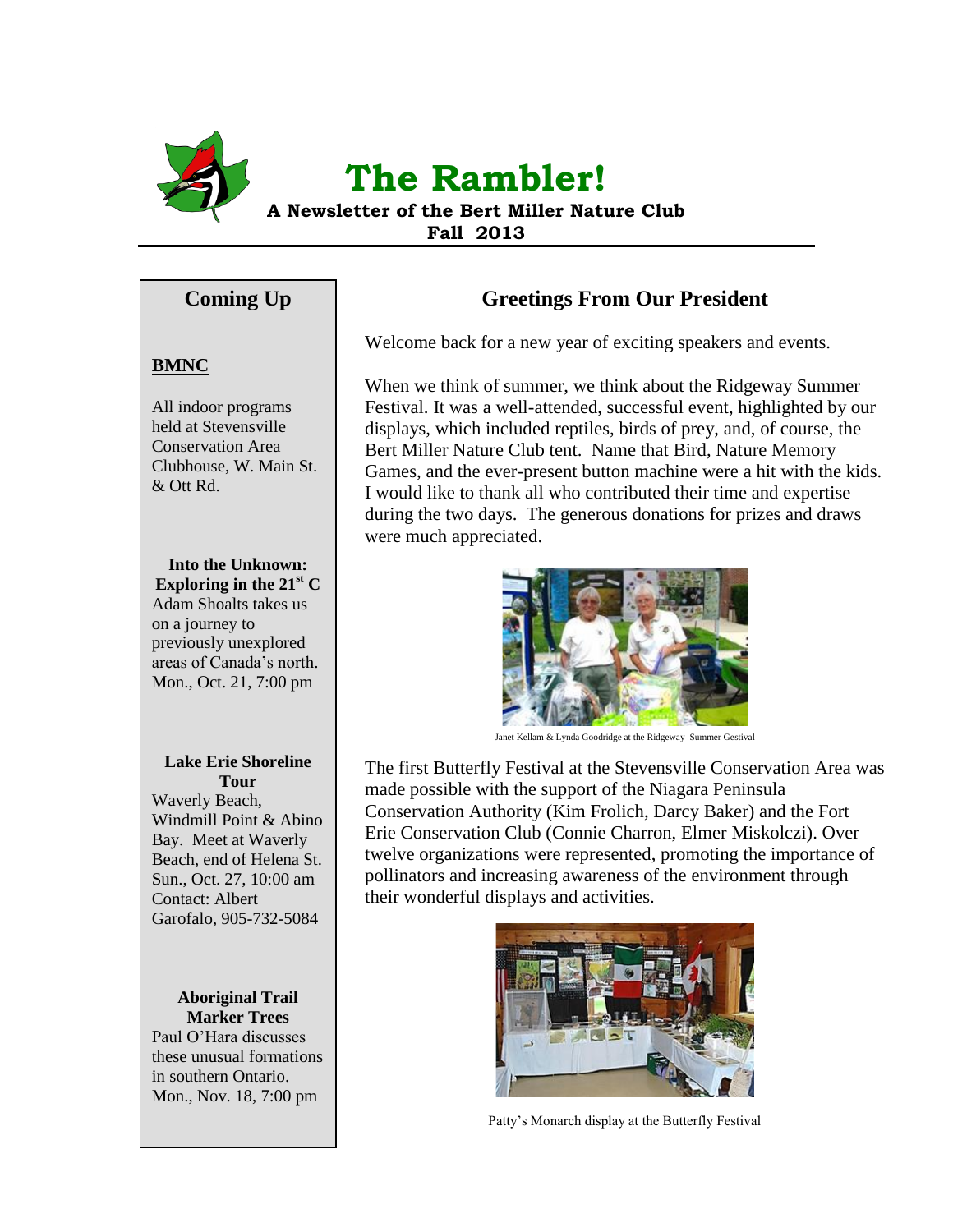# The Rambler!

**A Newsletter of the Bert Miller Nature Club**

**Fall 2013**

## Coming Up

**BMNC**

All indoor programs held at Stevensville Conservation Area Clubhouse, W. Main St. & Ott Rd.

**Into the Unknown: Exploring in the 21st C**
Adam Shoalts takes us on a journey to previously unexplored areas of Canada's north.
Mon., Oct. 21, 7:00 pm

**Lake Erie Shoreline Tour**
Waverly Beach, Windmill Point & Abino Bay. Meet at Waverly Beach, end of Helena St.
Sun., Oct. 27, 10:00 am
Contact: Albert Garofalo, 905-732-5084

**Aboriginal Trail Marker Trees**
Paul O'Hara discusses these unusual formations in southern Ontario.
Mon., Nov. 18, 7:00 pm

## Greetings From Our President

Welcome back for a new year of exciting speakers and events.

When we think of summer, we think about the Ridgeway Summer Festival. It was a well-attended, successful event, highlighted by our displays, which included reptiles, birds of prey, and, of course, the Bert Miller Nature Club tent. Name that Bird, Nature Memory Games, and the ever-present button machine were a hit with the kids. I would like to thank all who contributed their time and expertise during the two days. The generous donations for prizes and draws were much appreciated.

Janet Kellam & Lynda Goodridge at the Ridgeway Summer Gestival

The first Butterfly Festival at the Stevensville Conservation Area was made possible with the support of the Niagara Peninsula Conservation Authority (Kim Frolich, Darcy Baker) and the Fort Erie Conservation Club (Connie Charron, Elmer Miskolczi). Over twelve organizations were represented, promoting the importance of pollinators and increasing awareness of the environment through their wonderful displays and activities.

Patty's Monarch display at the Butterfly Festival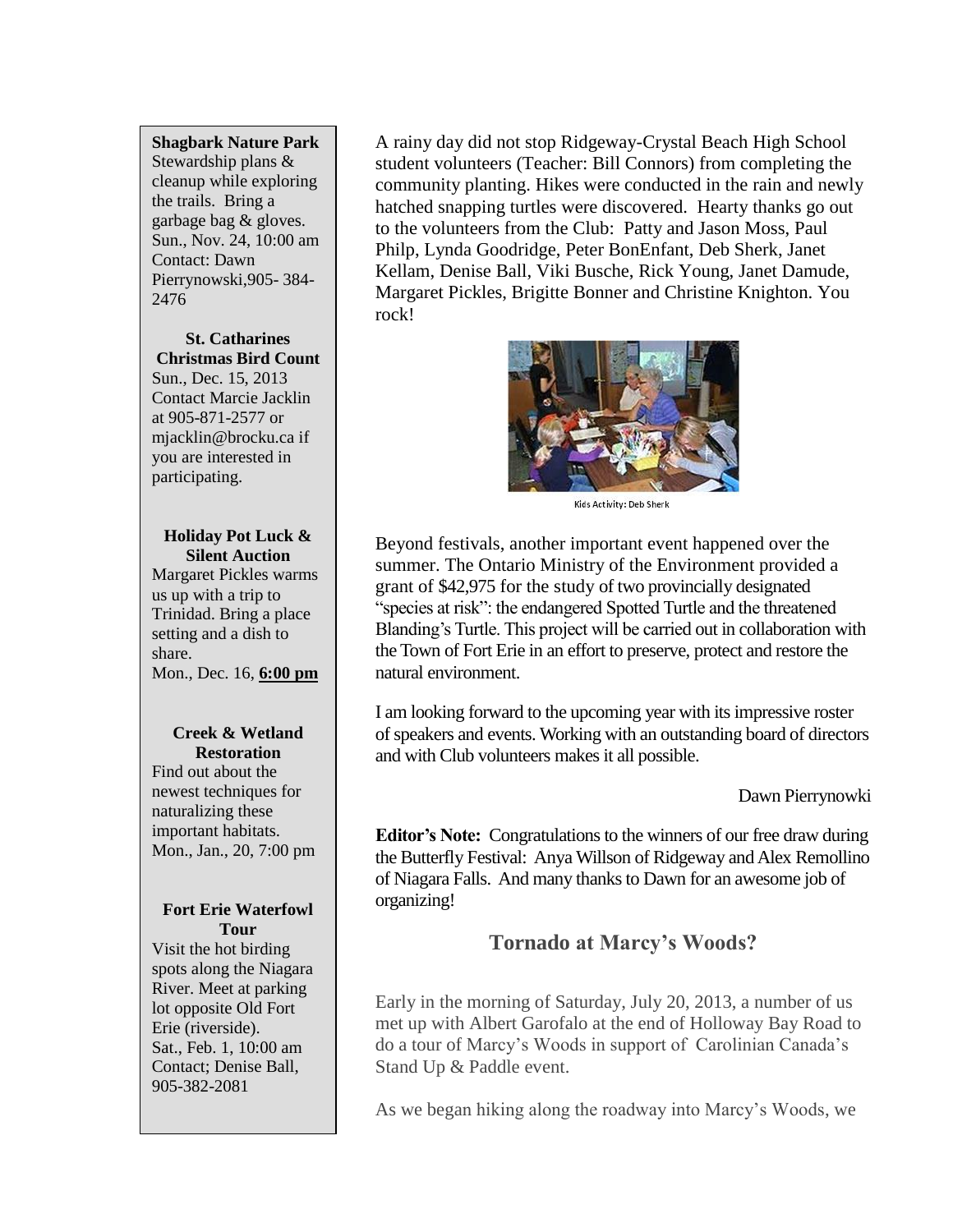**Shagbark Nature Park**
Stewardship plans & cleanup while exploring the trails. Bring a garbage bag & gloves.
Sun., Nov. 24, 10:00 am
Contact: Dawn Pierrynowski, 905- 384-2476

**St. Catharines Christmas Bird Count**
Sun., Dec. 15, 2013
Contact Marcie Jacklin at 905-871-2577 or mjacklin@brocku.ca if you are interested in participating.

**Holiday Pot Luck & Silent Auction**
Margaret Pickles warms us up with a trip to Trinidad. Bring a place setting and a dish to share.
Mon., Dec. 16, **6:00 pm**

**Creek & Wetland Restoration**
Find out about the newest techniques for naturalizing these important habitats.
Mon., Jan., 20, 7:00 pm

**Fort Erie Waterfowl Tour**
Visit the hot birding spots along the Niagara River. Meet at parking lot opposite Old Fort Erie (riverside).
Sat., Feb. 1, 10:00 am
Contact; Denise Ball, 905-382-2081

A rainy day did not stop Ridgeway-Crystal Beach High School student volunteers (Teacher: Bill Connors) from completing the community planting. Hikes were conducted in the rain and newly hatched snapping turtles were discovered. Hearty thanks go out to the volunteers from the Club: Patty and Jason Moss, Paul Philp, Lynda Goodridge, Peter BonEnfant, Deb Sherk, Janet Kellam, Denise Ball, Viki Busche, Rick Young, Janet Damude, Margaret Pickles, Brigitte Bonner and Christine Knighton. You rock!

Kids Activity: Deb Sherk

Beyond festivals, another important event happened over the summer. The Ontario Ministry of the Environment provided a grant of $42,975 for the study of two provincially designated "species at risk": the endangered Spotted Turtle and the threatened Blanding's Turtle. This project will be carried out in collaboration with the Town of Fort Erie in an effort to preserve, protect and restore the natural environment.

I am looking forward to the upcoming year with its impressive roster of speakers and events. Working with an outstanding board of directors and with Club volunteers makes it all possible.

Dawn Pierrynowki

**Editor's Note:** Congratulations to the winners of our free draw during the Butterfly Festival: Anya Willson of Ridgeway and Alex Remollino of Niagara Falls. And many thanks to Dawn for an awesome job of organizing!

## Tornado at Marcy's Woods?

Early in the morning of Saturday, July 20, 2013, a number of us met up with Albert Garofalo at the end of Holloway Bay Road to do a tour of Marcy's Woods in support of Carolinian Canada's Stand Up & Paddle event.

As we began hiking along the roadway into Marcy's Woods, we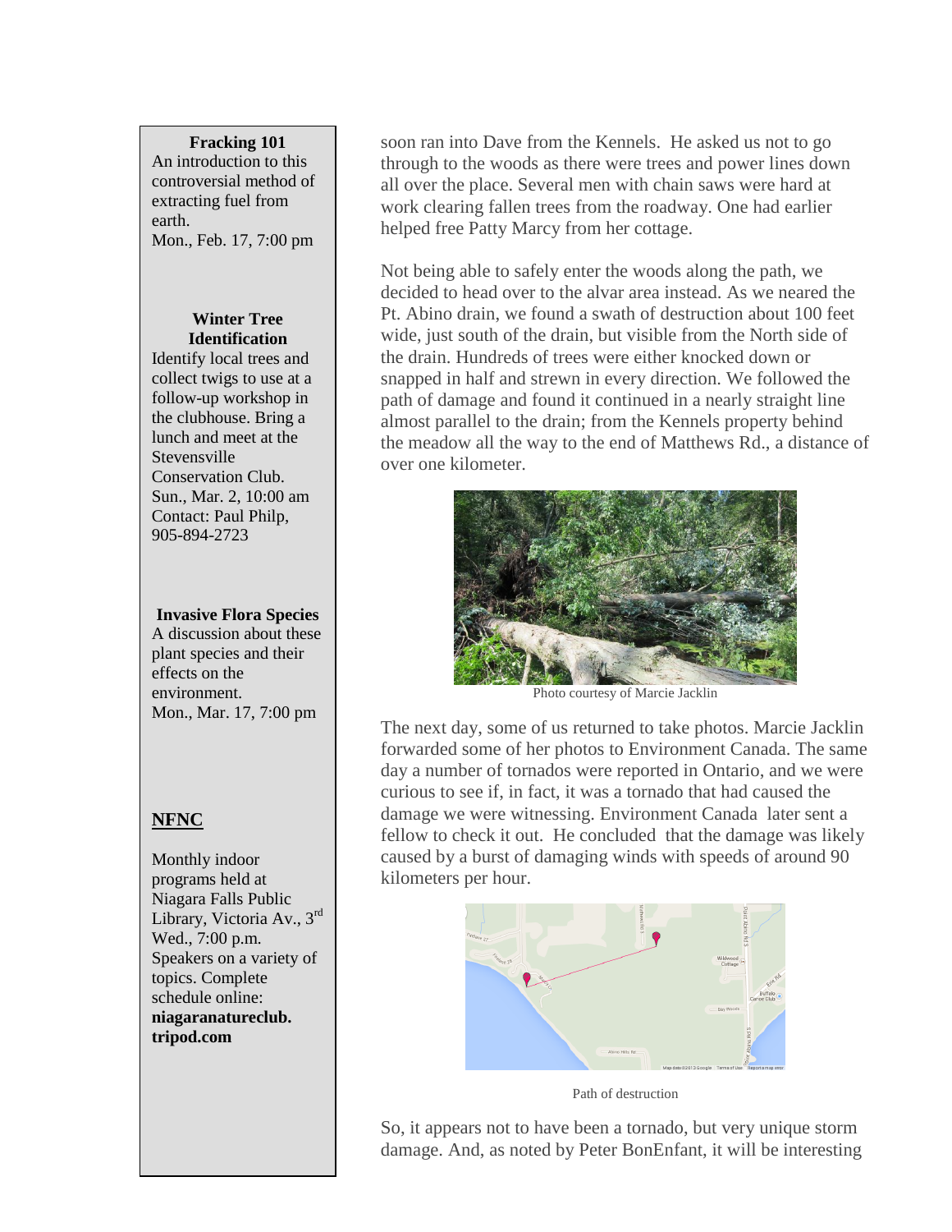**Fracking 101**
An introduction to this controversial method of extracting fuel from earth.
Mon., Feb. 17, 7:00 pm

**Winter Tree Identification**
Identify local trees and collect twigs to use at a follow-up workshop in the clubhouse. Bring a lunch and meet at the Stevensville Conservation Club.
Sun., Mar. 2, 10:00 am
Contact: Paul Philp, 905-894-2723

**Invasive Flora Species**
A discussion about these plant species and their effects on the environment.
Mon., Mar. 17, 7:00 pm

**NFNC**

Monthly indoor programs held at Niagara Falls Public Library, Victoria Av., 3rd Wed., 7:00 p.m.
Speakers on a variety of topics. Complete schedule online:
**niagaranatureclub.tripod.com**

soon ran into Dave from the Kennels. He asked us not to go through to the woods as there were trees and power lines down all over the place. Several men with chain saws were hard at work clearing fallen trees from the roadway. One had earlier helped free Patty Marcy from her cottage.

Not being able to safely enter the woods along the path, we decided to head over to the alvar area instead. As we neared the Pt. Abino drain, we found a swath of destruction about 100 feet wide, just south of the drain, but visible from the North side of the drain. Hundreds of trees were either knocked down or snapped in half and strewn in every direction. We followed the path of damage and found it continued in a nearly straight line almost parallel to the drain; from the Kennels property behind the meadow all the way to the end of Matthews Rd., a distance of over one kilometer.

Photo courtesy of Marcie Jacklin

The next day, some of us returned to take photos. Marcie Jacklin forwarded some of her photos to Environment Canada. The same day a number of tornados were reported in Ontario, and we were curious to see if, in fact, it was a tornado that had caused the damage we were witnessing. Environment Canada later sent a fellow to check it out. He concluded that the damage was likely caused by a burst of damaging winds with speeds of around 90 kilometers per hour.

Path of destruction

So, it appears not to have been a tornado, but very unique storm damage. And, as noted by Peter BonEnfant, it will be interesting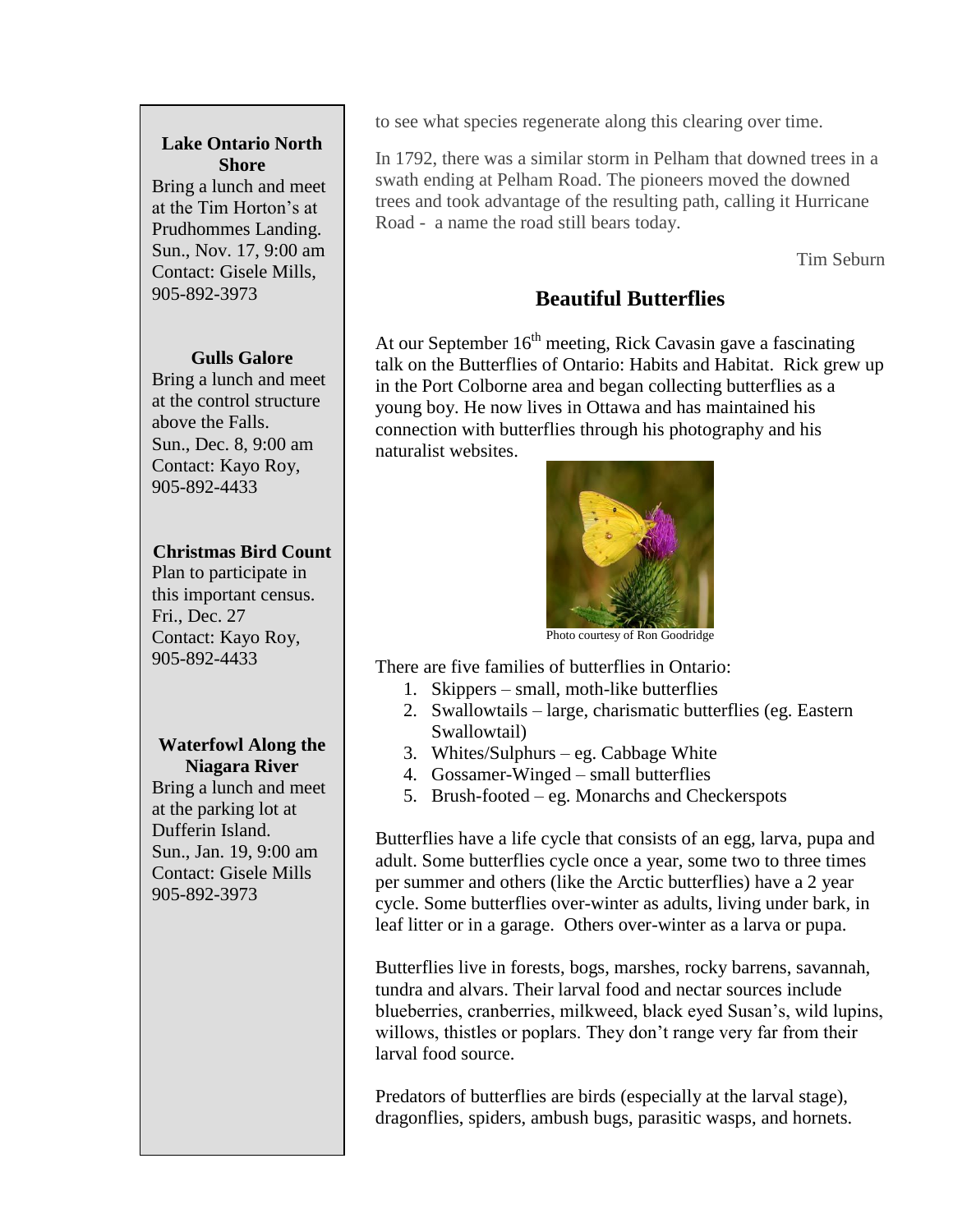**Lake Ontario North Shore**
Bring a lunch and meet at the Tim Horton's at Prudhommes Landing.
Sun., Nov. 17, 9:00 am
Contact: Gisele Mills, 905-892-3973

**Gulls Galore**
Bring a lunch and meet at the control structure above the Falls.
Sun., Dec. 8, 9:00 am
Contact: Kayo Roy, 905-892-4433

**Christmas Bird Count**
Plan to participate in this important census.
Fri., Dec. 27
Contact: Kayo Roy, 905-892-4433

**Waterfowl Along the Niagara River**
Bring a lunch and meet at the parking lot at Dufferin Island.
Sun., Jan. 19, 9:00 am
Contact: Gisele Mills 905-892-3973

to see what species regenerate along this clearing over time.

In 1792, there was a similar storm in Pelham that downed trees in a swath ending at Pelham Road. The pioneers moved the downed trees and took advantage of the resulting path, calling it Hurricane Road - a name the road still bears today.

Tim Seburn

## Beautiful Butterflies

At our September 16th meeting, Rick Cavasin gave a fascinating talk on the Butterflies of Ontario: Habits and Habitat. Rick grew up in the Port Colborne area and began collecting butterflies as a young boy. He now lives in Ottawa and has maintained his connection with butterflies through his photography and his naturalist websites.

Photo courtesy of Ron Goodridge

There are five families of butterflies in Ontario:

1. Skippers – small, moth-like butterflies
2. Swallowtails – large, charismatic butterflies (eg. Eastern Swallowtail)
3. Whites/Sulphurs – eg. Cabbage White
4. Gossamer-Winged – small butterflies
5. Brush-footed – eg. Monarchs and Checkerspots

Butterflies have a life cycle that consists of an egg, larva, pupa and adult. Some butterflies cycle once a year, some two to three times per summer and others (like the Arctic butterflies) have a 2 year cycle. Some butterflies over-winter as adults, living under bark, in leaf litter or in a garage. Others over-winter as a larva or pupa.

Butterflies live in forests, bogs, marshes, rocky barrens, savannah, tundra and alvars. Their larval food and nectar sources include blueberries, cranberries, milkweed, black eyed Susan's, wild lupins, willows, thistles or poplars. They don't range very far from their larval food source.

Predators of butterflies are birds (especially at the larval stage), dragonflies, spiders, ambush bugs, parasitic wasps, and hornets.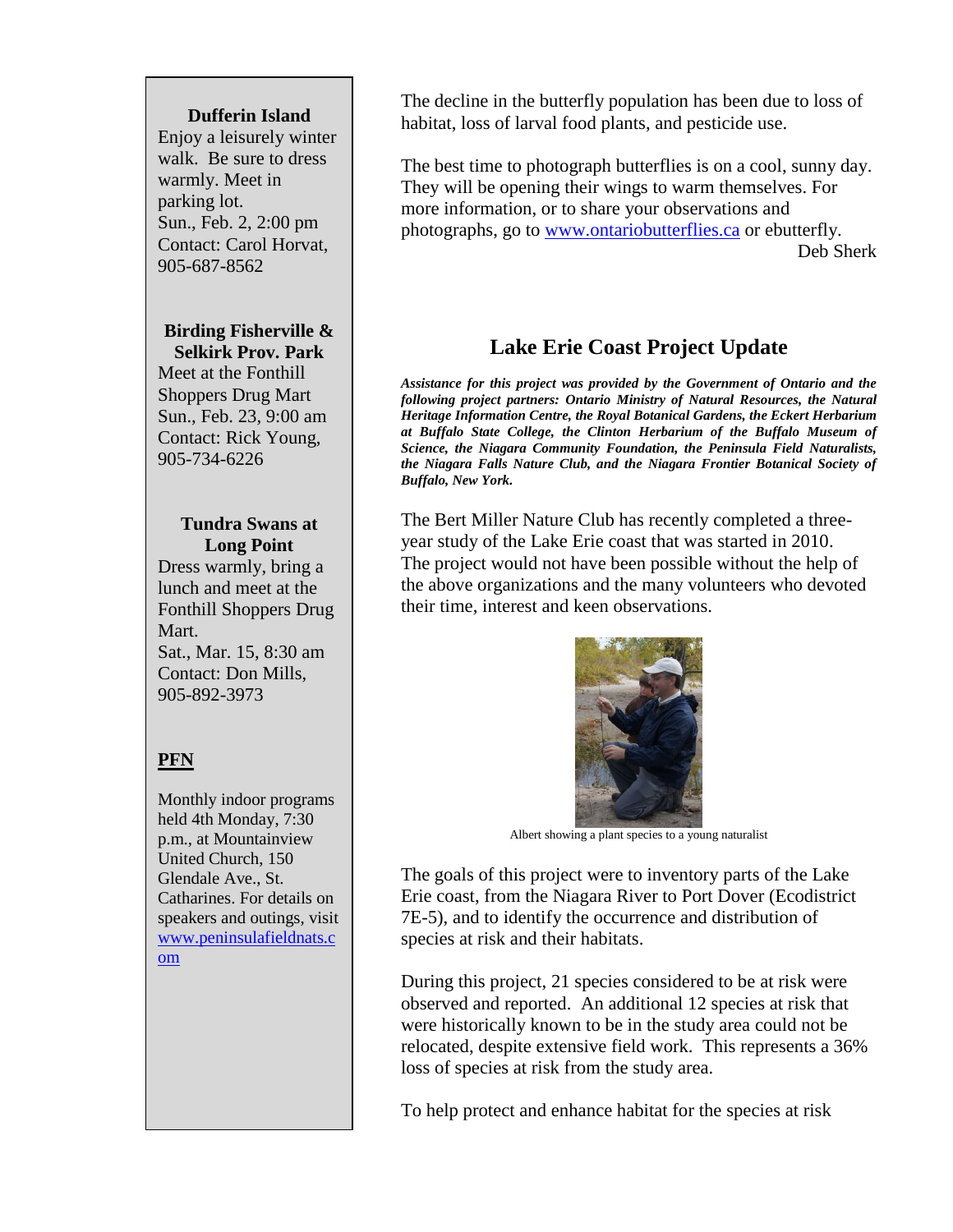**Dufferin Island**

Enjoy a leisurely winter walk. Be sure to dress warmly. Meet in parking lot.
Sun., Feb. 2, 2:00 pm
Contact: Carol Horvat, 905-687-8562

**Birding Fisherville & Selkirk Prov. Park**

Meet at the Fonthill Shoppers Drug Mart
Sun., Feb. 23, 9:00 am
Contact: Rick Young, 905-734-6226

**Tundra Swans at Long Point**

Dress warmly, bring a lunch and meet at the Fonthill Shoppers Drug Mart.
Sat., Mar. 15, 8:30 am
Contact: Don Mills, 905-892-3973

**PFN**

Monthly indoor programs held 4th Monday, 7:30 p.m., at Mountainview United Church, 150 Glendale Ave., St. Catharines. For details on speakers and outings, visit www.peninsulafieldnats.com

The decline in the butterfly population has been due to loss of habitat, loss of larval food plants, and pesticide use.

The best time to photograph butterflies is on a cool, sunny day. They will be opening their wings to warm themselves. For more information, or to share your observations and photographs, go to www.ontariobutterflies.ca or ebutterfly.

Deb Sherk

## Lake Erie Coast Project Update

***Assistance for this project was provided by the Government of Ontario and the following project partners: Ontario Ministry of Natural Resources, the Natural Heritage Information Centre, the Royal Botanical Gardens, the Eckert Herbarium at Buffalo State College, the Clinton Herbarium of the Buffalo Museum of Science, the Niagara Community Foundation, the Peninsula Field Naturalists, the Niagara Falls Nature Club, and the Niagara Frontier Botanical Society of Buffalo, New York.***

The Bert Miller Nature Club has recently completed a three-year study of the Lake Erie coast that was started in 2010. The project would not have been possible without the help of the above organizations and the many volunteers who devoted their time, interest and keen observations.

Albert showing a plant species to a young naturalist

The goals of this project were to inventory parts of the Lake Erie coast, from the Niagara River to Port Dover (Ecodistrict 7E-5), and to identify the occurrence and distribution of species at risk and their habitats.

During this project, 21 species considered to be at risk were observed and reported. An additional 12 species at risk that were historically known to be in the study area could not be relocated, despite extensive field work. This represents a 36% loss of species at risk from the study area.

To help protect and enhance habitat for the species at risk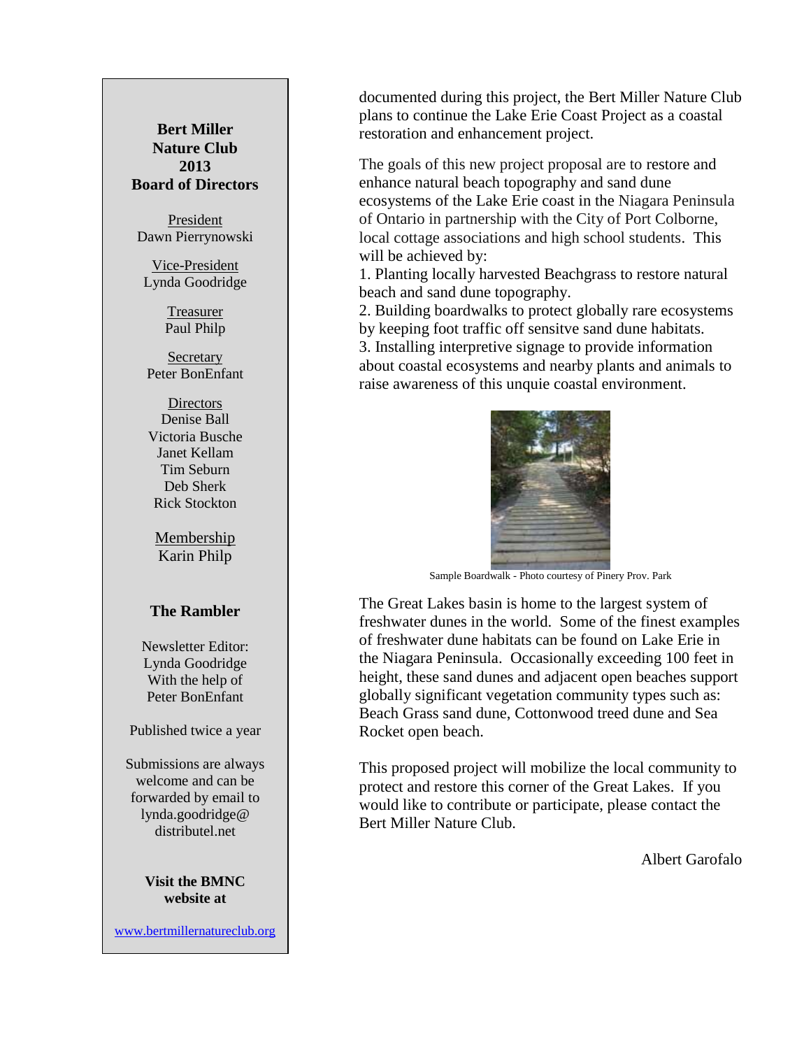documented during this project, the Bert Miller Nature Club plans to continue the Lake Erie Coast Project as a coastal restoration and enhancement project.

The goals of this new project proposal are to restore and enhance natural beach topography and sand dune ecosystems of the Lake Erie coast in the Niagara Peninsula of Ontario in partnership with the City of Port Colborne, local cottage associations and high school students. This will be achieved by:

1. Planting locally harvested Beachgrass to restore natural beach and sand dune topography.
2. Building boardwalks to protect globally rare ecosystems by keeping foot traffic off sensitve sand dune habitats.
3. Installing interpretive signage to provide information about coastal ecosystems and nearby plants and animals to raise awareness of this unquie coastal environment.

Sample Boardwalk - Photo courtesy of Pinery Prov. Park

The Great Lakes basin is home to the largest system of freshwater dunes in the world. Some of the finest examples of freshwater dune habitats can be found on Lake Erie in the Niagara Peninsula. Occasionally exceeding 100 feet in height, these sand dunes and adjacent open beaches support globally significant vegetation community types such as: Beach Grass sand dune, Cottonwood treed dune and Sea Rocket open beach.

This proposed project will mobilize the local community to protect and restore this corner of the Great Lakes. If you would like to contribute or participate, please contact the Bert Miller Nature Club.

Albert Garofalo

**Bert Miller Nature Club 2013 Board of Directors**

President
Dawn Pierrynowski

Vice-President
Lynda Goodridge

Treasurer
Paul Philp

Secretary
Peter BonEnfant

Directors
Denise Ball
Victoria Busche
Janet Kellam
Tim Seburn
Deb Sherk
Rick Stockton

Membership
Karin Philp

**The Rambler**

Newsletter Editor:
Lynda Goodridge
With the help of
Peter BonEnfant

Published twice a year

Submissions are always welcome and can be forwarded by email to lynda.goodridge@distributel.net

**Visit the BMNC website at**

www.bertmillernatureclub.org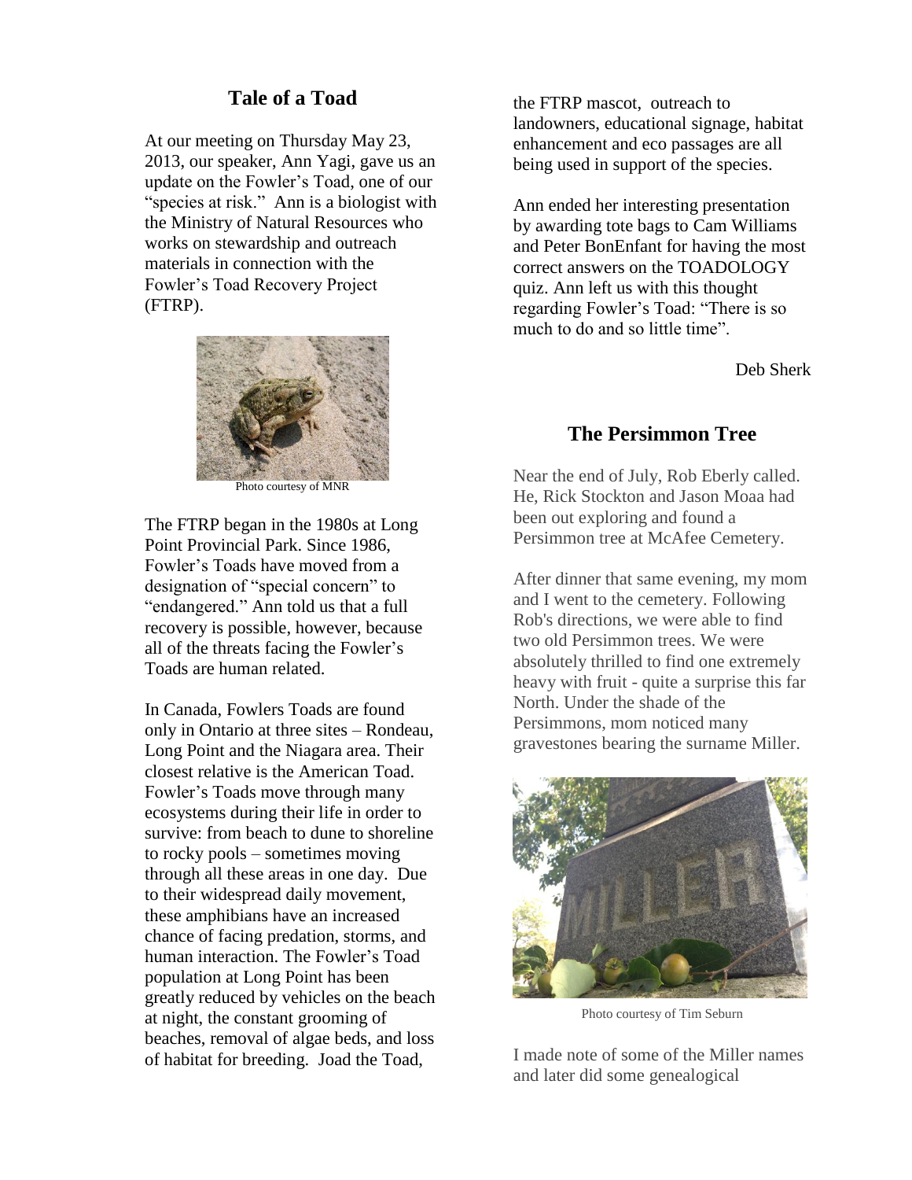## Tale of a Toad

At our meeting on Thursday May 23, 2013, our speaker, Ann Yagi, gave us an update on the Fowler's Toad, one of our "species at risk." Ann is a biologist with the Ministry of Natural Resources who works on stewardship and outreach materials in connection with the Fowler's Toad Recovery Project (FTRP).

Photo courtesy of MNR

The FTRP began in the 1980s at Long Point Provincial Park. Since 1986, Fowler's Toads have moved from a designation of "special concern" to "endangered." Ann told us that a full recovery is possible, however, because all of the threats facing the Fowler's Toads are human related.

In Canada, Fowlers Toads are found only in Ontario at three sites – Rondeau, Long Point and the Niagara area. Their closest relative is the American Toad. Fowler's Toads move through many ecosystems during their life in order to survive: from beach to dune to shoreline to rocky pools – sometimes moving through all these areas in one day. Due to their widespread daily movement, these amphibians have an increased chance of facing predation, storms, and human interaction. The Fowler's Toad population at Long Point has been greatly reduced by vehicles on the beach at night, the constant grooming of beaches, removal of algae beds, and loss of habitat for breeding. Joad the Toad, the FTRP mascot, outreach to landowners, educational signage, habitat enhancement and eco passages are all being used in support of the species.

Ann ended her interesting presentation by awarding tote bags to Cam Williams and Peter BonEnfant for having the most correct answers on the TOADOLOGY quiz. Ann left us with this thought regarding Fowler's Toad: "There is so much to do and so little time".

Deb Sherk

## The Persimmon Tree

Near the end of July, Rob Eberly called. He, Rick Stockton and Jason Moaa had been out exploring and found a Persimmon tree at McAfee Cemetery.

After dinner that same evening, my mom and I went to the cemetery. Following Rob's directions, we were able to find two old Persimmon trees. We were absolutely thrilled to find one extremely heavy with fruit - quite a surprise this far North. Under the shade of the Persimmons, mom noticed many gravestones bearing the surname Miller.

Photo courtesy of Tim Seburn

I made note of some of the Miller names and later did some genealogical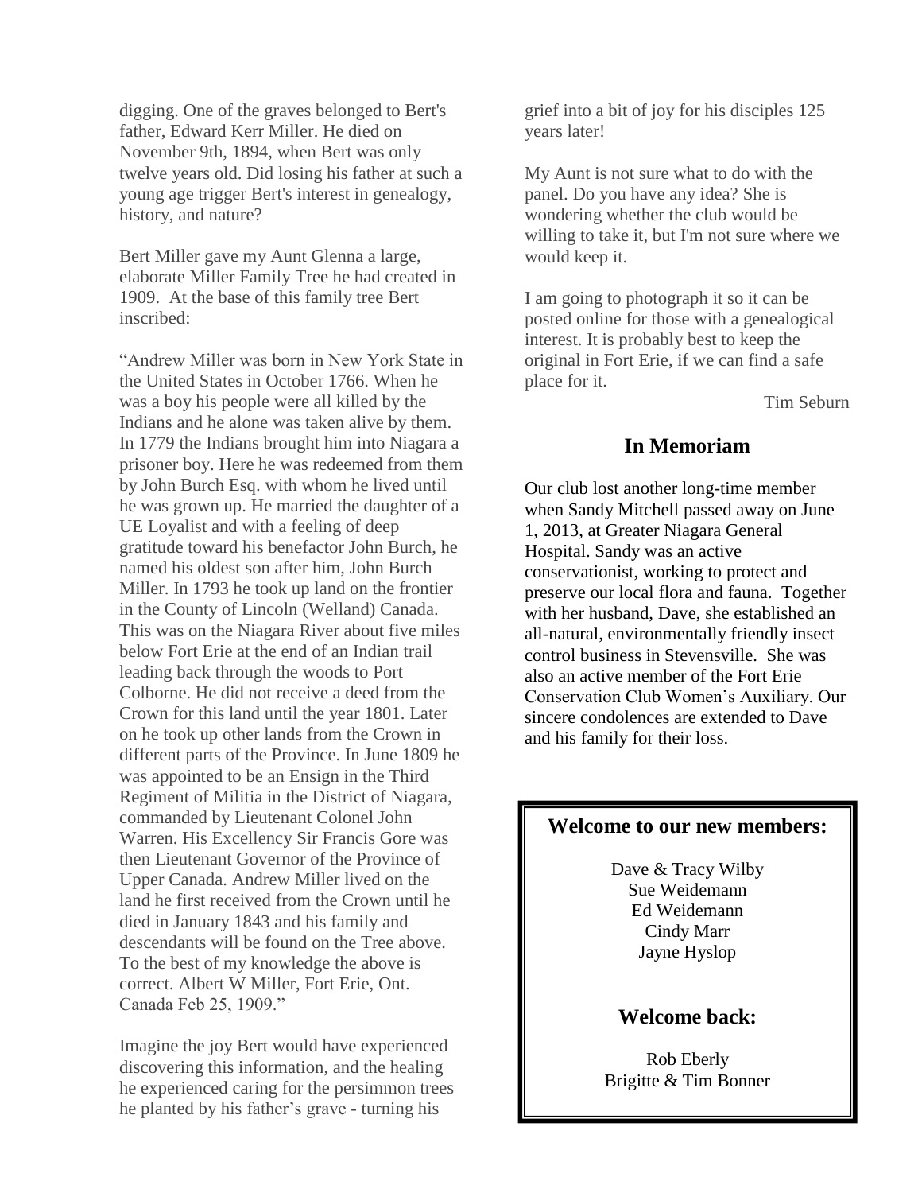digging. One of the graves belonged to Bert's father, Edward Kerr Miller. He died on November 9th, 1894, when Bert was only twelve years old. Did losing his father at such a young age trigger Bert's interest in genealogy, history, and nature?

Bert Miller gave my Aunt Glenna a large, elaborate Miller Family Tree he had created in 1909. At the base of this family tree Bert inscribed:

"Andrew Miller was born in New York State in the United States in October 1766. When he was a boy his people were all killed by the Indians and he alone was taken alive by them. In 1779 the Indians brought him into Niagara a prisoner boy. Here he was redeemed from them by John Burch Esq. with whom he lived until he was grown up. He married the daughter of a UE Loyalist and with a feeling of deep gratitude toward his benefactor John Burch, he named his oldest son after him, John Burch Miller. In 1793 he took up land on the frontier in the County of Lincoln (Welland) Canada. This was on the Niagara River about five miles below Fort Erie at the end of an Indian trail leading back through the woods to Port Colborne. He did not receive a deed from the Crown for this land until the year 1801. Later on he took up other lands from the Crown in different parts of the Province. In June 1809 he was appointed to be an Ensign in the Third Regiment of Militia in the District of Niagara, commanded by Lieutenant Colonel John Warren. His Excellency Sir Francis Gore was then Lieutenant Governor of the Province of Upper Canada. Andrew Miller lived on the land he first received from the Crown until he died in January 1843 and his family and descendants will be found on the Tree above. To the best of my knowledge the above is correct. Albert W Miller, Fort Erie, Ont. Canada Feb 25, 1909."

Imagine the joy Bert would have experienced discovering this information, and the healing he experienced caring for the persimmon trees he planted by his father's grave - turning his grief into a bit of joy for his disciples 125 years later!

My Aunt is not sure what to do with the panel. Do you have any idea? She is wondering whether the club would be willing to take it, but I'm not sure where we would keep it.

I am going to photograph it so it can be posted online for those with a genealogical interest. It is probably best to keep the original in Fort Erie, if we can find a safe place for it.

Tim Seburn

## In Memoriam

Our club lost another long-time member when Sandy Mitchell passed away on June 1, 2013, at Greater Niagara General Hospital. Sandy was an active conservationist, working to protect and preserve our local flora and fauna. Together with her husband, Dave, she established an all-natural, environmentally friendly insect control business in Stevensville. She was also an active member of the Fort Erie Conservation Club Women's Auxiliary. Our sincere condolences are extended to Dave and his family for their loss.

## Welcome to our new members:

Dave & Tracy Wilby
Sue Weidemann
Ed Weidemann
Cindy Marr
Jayne Hyslop

## Welcome back:

Rob Eberly
Brigitte & Tim Bonner